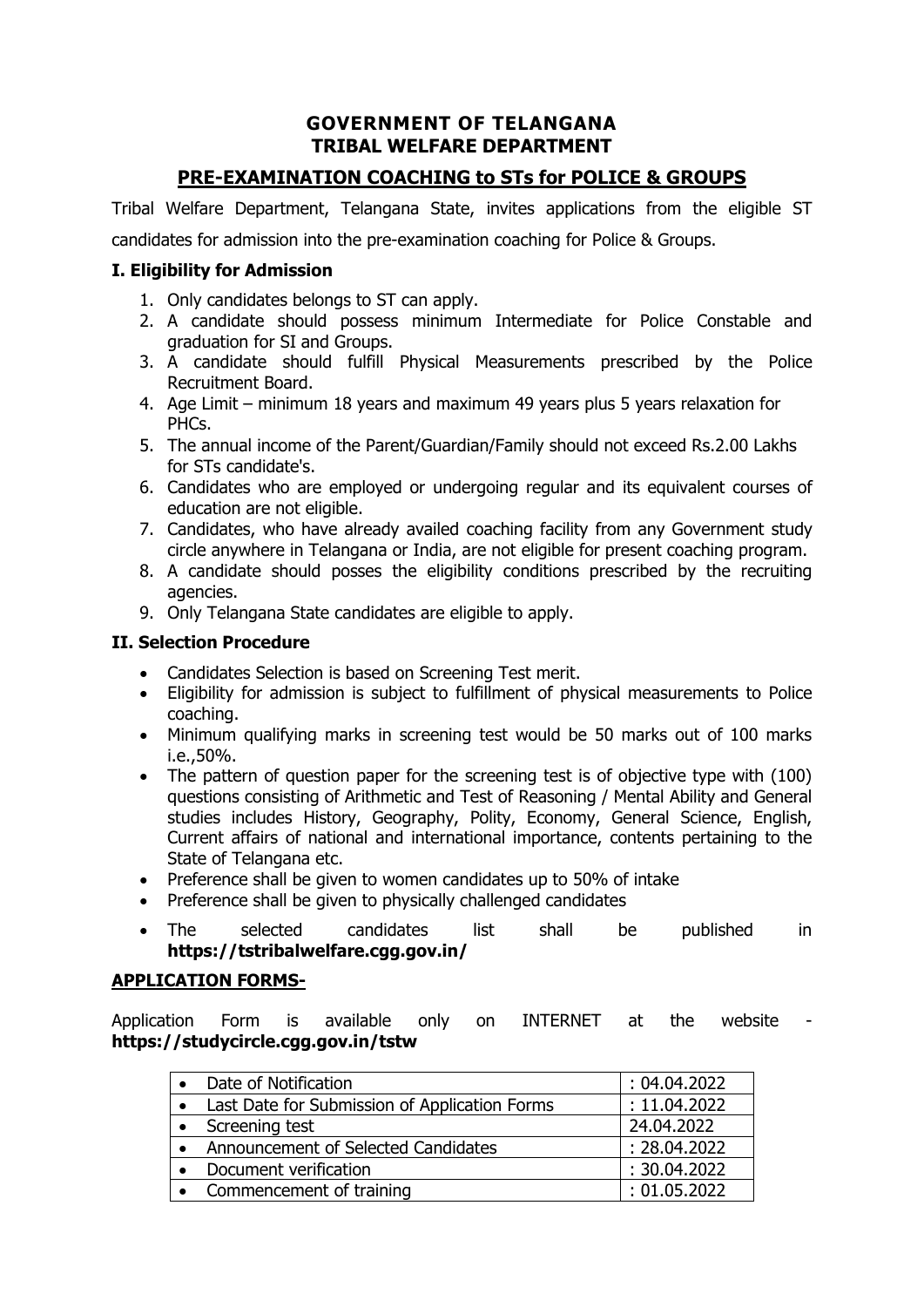# GOVERNMENT OF TELANGANA
# TRIBAL WELFARE DEPARTMENT

## PRE-EXAMINATION COACHING to STs for POLICE & GROUPS

Tribal Welfare Department, Telangana State, invites applications from the eligible ST candidates for admission into the pre-examination coaching for Police & Groups.

### I. Eligibility for Admission

1. Only candidates belongs to ST can apply.
2. A candidate should possess minimum Intermediate for Police Constable and graduation for SI and Groups.
3. A candidate should fulfill Physical Measurements prescribed by the Police Recruitment Board.
4. Age Limit – minimum 18 years and maximum 49 years plus 5 years relaxation for PHCs.
5. The annual income of the Parent/Guardian/Family should not exceed Rs.2.00 Lakhs for STs candidate's.
6. Candidates who are employed or undergoing regular and its equivalent courses of education are not eligible.
7. Candidates, who have already availed coaching facility from any Government study circle anywhere in Telangana or India, are not eligible for present coaching program.
8. A candidate should posses the eligibility conditions prescribed by the recruiting agencies.
9. Only Telangana State candidates are eligible to apply.

### II. Selection Procedure

- Candidates Selection is based on Screening Test merit.
- Eligibility for admission is subject to fulfillment of physical measurements to Police coaching.
- Minimum qualifying marks in screening test would be 50 marks out of 100 marks i.e.,50%.
- The pattern of question paper for the screening test is of objective type with (100) questions consisting of Arithmetic and Test of Reasoning / Mental Ability and General studies includes History, Geography, Polity, Economy, General Science, English, Current affairs of national and international importance, contents pertaining to the State of Telangana etc.
- Preference shall be given to women candidates up to 50% of intake
- Preference shall be given to physically challenged candidates
- The selected candidates list shall be published in **https://tstribalwelfare.cgg.gov.in/**

### APPLICATION FORMS-

Application Form is available only on INTERNET at the website - **https://studycircle.cgg.gov.in/tstw**

| Event | Date |
|---|---|
| Date of Notification | : 04.04.2022 |
| Last Date for Submission of Application Forms | : 11.04.2022 |
| Screening test | 24.04.2022 |
| Announcement of Selected Candidates | : 28.04.2022 |
| Document verification | : 30.04.2022 |
| Commencement of training | : 01.05.2022 |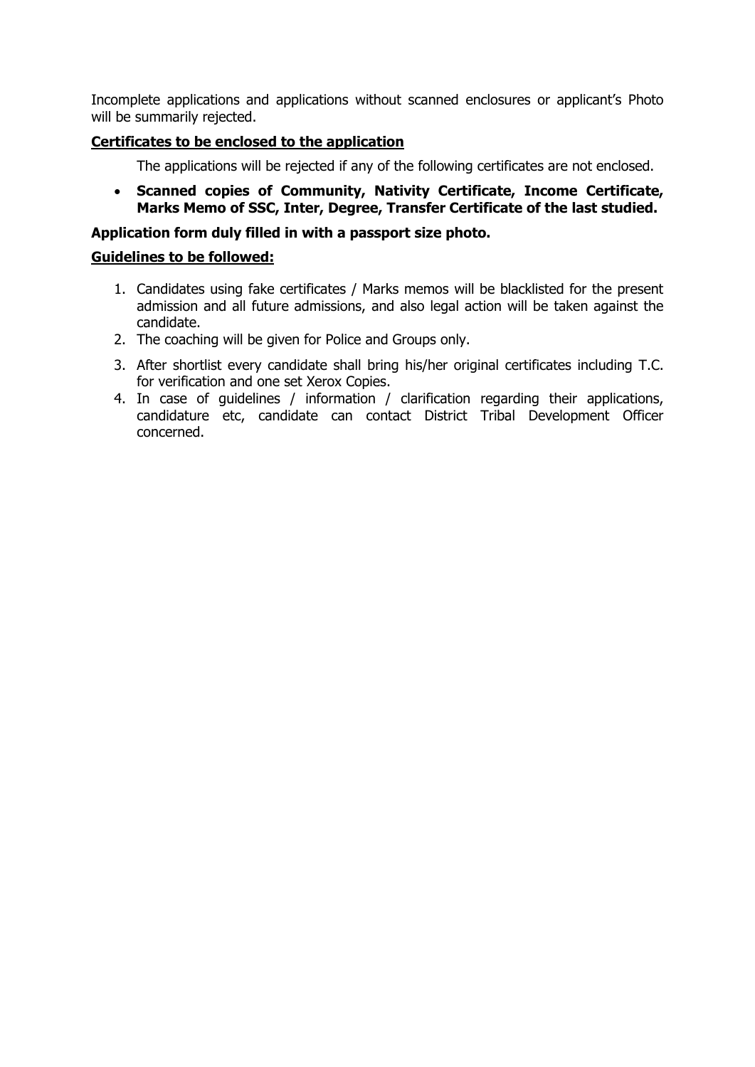Incomplete applications and applications without scanned enclosures or applicant's Photo will be summarily rejected.

**<u>Certificates to be enclosed to the application</u>**

The applications will be rejected if any of the following certificates are not enclosed.

- **Scanned copies of Community, Nativity Certificate, Income Certificate, Marks Memo of SSC, Inter, Degree, Transfer Certificate of the last studied.**

**Application form duly filled in with a passport size photo.**

**<u>Guidelines to be followed:</u>**

1. Candidates using fake certificates / Marks memos will be blacklisted for the present admission and all future admissions, and also legal action will be taken against the candidate.
2. The coaching will be given for Police and Groups only.
3. After shortlist every candidate shall bring his/her original certificates including T.C. for verification and one set Xerox Copies.
4. In case of guidelines / information / clarification regarding their applications, candidature etc, candidate can contact District Tribal Development Officer concerned.